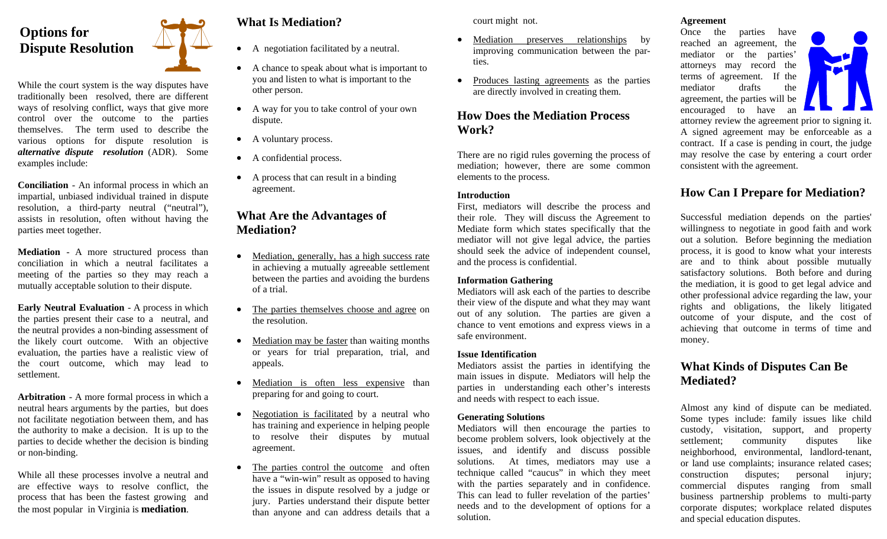# Options for Dispute Resolution

While the court system is the way disputes have traditionally been resolved, there are different ways of resolving conflict, ways that give more control over the outcome to the parties themselves. The term used to describe the various options for dispute resolution is ***alternative dispute resolution*** (ADR). Some examples include:

**Conciliation** - An informal process in which an impartial, unbiased individual trained in dispute resolution, a third-party neutral ("neutral"), assists in resolution, often without having the parties meet together.

**Mediation** - A more structured process than conciliation in which a neutral facilitates a meeting of the parties so they may reach a mutually acceptable solution to their dispute.

**Early Neutral Evaluation** - A process in which the parties present their case to a neutral, and the neutral provides a non-binding assessment of the likely court outcome. With an objective evaluation, the parties have a realistic view of the court outcome, which may lead to settlement.

**Arbitration** - A more formal process in which a neutral hears arguments by the parties, but does not facilitate negotiation between them, and has the authority to make a decision. It is up to the parties to decide whether the decision is binding or non-binding.

While all these processes involve a neutral and are effective ways to resolve conflict, the process that has been the fastest growing and the most popular in Virginia is **mediation**.

## What Is Mediation?

- A negotiation facilitated by a neutral.
- A chance to speak about what is important to you and listen to what is important to the other person.
- A way for you to take control of your own dispute.
- A voluntary process.
- A confidential process.
- A process that can result in a binding agreement.

## What Are the Advantages of Mediation?

- Mediation, generally, has a high success rate in achieving a mutually agreeable settlement between the parties and avoiding the burdens of a trial.
- The parties themselves choose and agree on the resolution.
- Mediation may be faster than waiting months or years for trial preparation, trial, and appeals.
- Mediation is often less expensive than preparing for and going to court.
- Negotiation is facilitated by a neutral who has training and experience in helping people to resolve their disputes by mutual agreement.
- The parties control the outcome and often have a "win-win" result as opposed to having the issues in dispute resolved by a judge or jury. Parties understand their dispute better than anyone and can address details that a court might not.
- Mediation preserves relationships by improving communication between the parties.
- Produces lasting agreements as the parties are directly involved in creating them.

## How Does the Mediation Process Work?

There are no rigid rules governing the process of mediation; however, there are some common elements to the process.

### Introduction

First, mediators will describe the process and their role. They will discuss the Agreement to Mediate form which states specifically that the mediator will not give legal advice, the parties should seek the advice of independent counsel, and the process is confidential.

### Information Gathering

Mediators will ask each of the parties to describe their view of the dispute and what they may want out of any solution. The parties are given a chance to vent emotions and express views in a safe environment.

### Issue Identification

Mediators assist the parties in identifying the main issues in dispute. Mediators will help the parties in understanding each other's interests and needs with respect to each issue.

### Generating Solutions

Mediators will then encourage the parties to become problem solvers, look objectively at the issues, and identify and discuss possible solutions. At times, mediators may use a technique called "caucus" in which they meet with the parties separately and in confidence. This can lead to fuller revelation of the parties' needs and to the development of options for a solution.

### Agreement

Once the parties have reached an agreement, the mediator or the parties' attorneys may record the terms of agreement. If the mediator drafts the agreement, the parties will be encouraged to have an attorney review the agreement prior to signing it. A signed agreement may be enforceable as a contract. If a case is pending in court, the judge may resolve the case by entering a court order consistent with the agreement.

## How Can I Prepare for Mediation?

Successful mediation depends on the parties' willingness to negotiate in good faith and work out a solution. Before beginning the mediation process, it is good to know what your interests are and to think about possible mutually satisfactory solutions. Both before and during the mediation, it is good to get legal advice and other professional advice regarding the law, your rights and obligations, the likely litigated outcome of your dispute, and the cost of achieving that outcome in terms of time and money.

## What Kinds of Disputes Can Be Mediated?

Almost any kind of dispute can be mediated. Some types include: family issues like child custody, visitation, support, and property settlement; community disputes like neighborhood, environmental, landlord-tenant, or land use complaints; insurance related cases; construction disputes; personal injury; commercial disputes ranging from small business partnership problems to multi-party corporate disputes; workplace related disputes and special education disputes.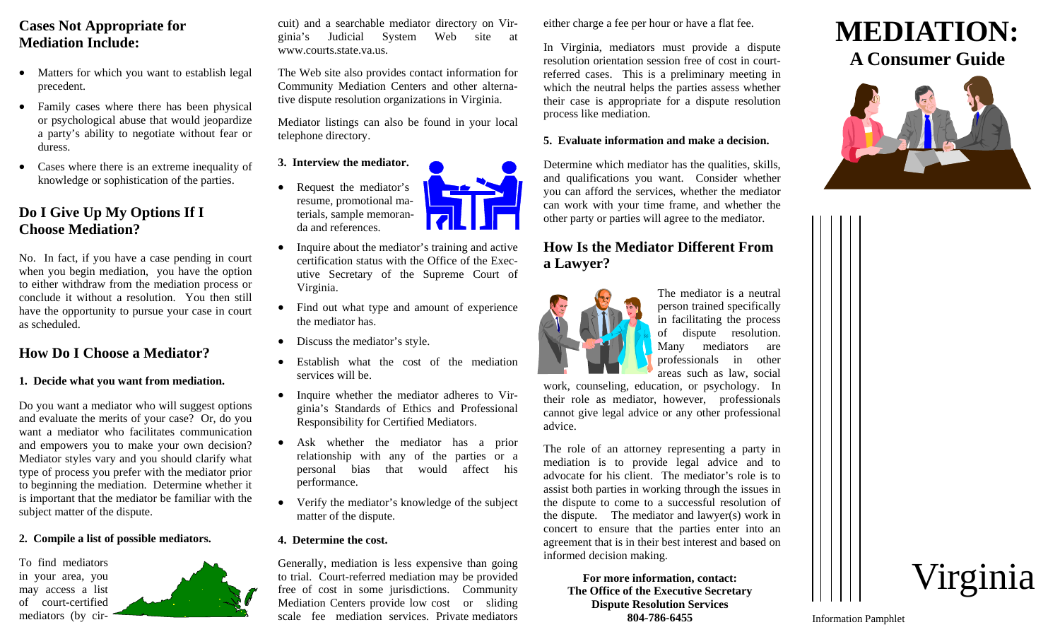## Cases Not Appropriate for Mediation Include:

- Matters for which you want to establish legal precedent.
- Family cases where there has been physical or psychological abuse that would jeopardize a party's ability to negotiate without fear or duress.
- Cases where there is an extreme inequality of knowledge or sophistication of the parties.

## Do I Give Up My Options If I Choose Mediation?

No. In fact, if you have a case pending in court when you begin mediation, you have the option to either withdraw from the mediation process or conclude it without a resolution. You then still have the opportunity to pursue your case in court as scheduled.

## How Do I Choose a Mediator?

**1. Decide what you want from mediation.**

Do you want a mediator who will suggest options and evaluate the merits of your case? Or, do you want a mediator who facilitates communication and empowers you to make your own decision? Mediator styles vary and you should clarify what type of process you prefer with the mediator prior to beginning the mediation. Determine whether it is important that the mediator be familiar with the subject matter of the dispute.

**2. Compile a list of possible mediators.**

To find mediators in your area, you may access a list of court-certified mediators (by circuit) and a searchable mediator directory on Virginia's Judicial System Web site at www.courts.state.va.us.

The Web site also provides contact information for Community Mediation Centers and other alternative dispute resolution organizations in Virginia.

Mediator listings can also be found in your local telephone directory.

**3. Interview the mediator.**

- Request the mediator's resume, promotional materials, sample memoranda and references.
- Inquire about the mediator's training and active certification status with the Office of the Executive Secretary of the Supreme Court of Virginia.
- Find out what type and amount of experience the mediator has.
- Discuss the mediator's style.
- Establish what the cost of the mediation services will be.
- Inquire whether the mediator adheres to Virginia's Standards of Ethics and Professional Responsibility for Certified Mediators.
- Ask whether the mediator has a prior relationship with any of the parties or a personal bias that would affect his performance.
- Verify the mediator's knowledge of the subject matter of the dispute.

**4. Determine the cost.**

Generally, mediation is less expensive than going to trial. Court-referred mediation may be provided free of cost in some jurisdictions. Community Mediation Centers provide low cost or sliding scale fee mediation services. Private mediators either charge a fee per hour or have a flat fee.

In Virginia, mediators must provide a dispute resolution orientation session free of cost in court-referred cases. This is a preliminary meeting in which the neutral helps the parties assess whether their case is appropriate for a dispute resolution process like mediation.

**5. Evaluate information and make a decision.**

Determine which mediator has the qualities, skills, and qualifications you want. Consider whether you can afford the services, whether the mediator can work with your time frame, and whether the other party or parties will agree to the mediator.

## How Is the Mediator Different From a Lawyer?

The mediator is a neutral person trained specifically in facilitating the process of dispute resolution. Many mediators are professionals in other areas such as law, social work, counseling, education, or psychology. In their role as mediator, however, professionals cannot give legal advice or any other professional advice.

The role of an attorney representing a party in mediation is to provide legal advice and to advocate for his client. The mediator's role is to assist both parties in working through the issues in the dispute to come to a successful resolution of the dispute. The mediator and lawyer(s) work in concert to ensure that the parties enter into an agreement that is in their best interest and based on informed decision making.

**For more information, contact:**
**The Office of the Executive Secretary**
**Dispute Resolution Services**
**804-786-6455**

# MEDIATION:
## A Consumer Guide

Virginia

Information Pamphlet